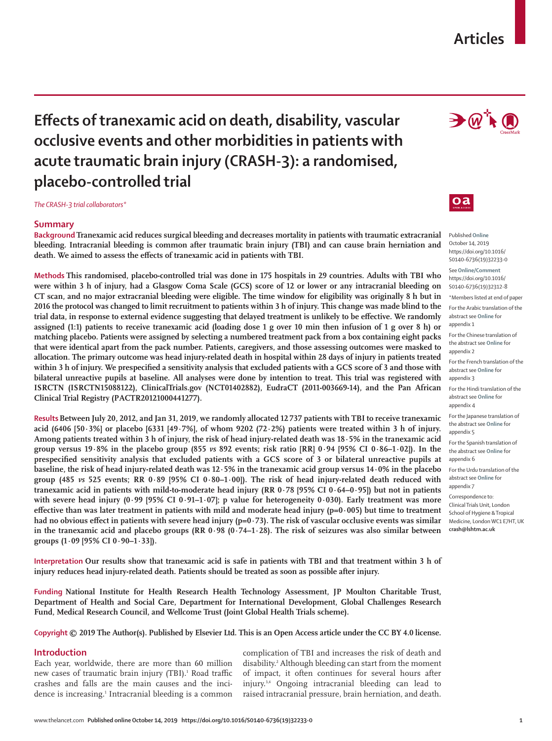# Effects of tranexamic acid on death, disability, vascular occlusive events and other morbidities in patients with acute traumatic brain injury (CRASH-3): a randomised, placebo-controlled trial

*The CRASH-3 trial collaborators**

## Summary

**Background** Tranexamic acid reduces surgical bleeding and decreases mortality in patients with traumatic extracranial bleeding. Intracranial bleeding is common after traumatic brain injury (TBI) and can cause brain herniation and death. We aimed to assess the effects of tranexamic acid in patients with TBI.

**Methods** This randomised, placebo-controlled trial was done in 175 hospitals in 29 countries. Adults with TBI who were within 3 h of injury, had a Glasgow Coma Scale (GCS) score of 12 or lower or any intracranial bleeding on CT scan, and no major extracranial bleeding were eligible. The time window for eligibility was originally 8 h but in 2016 the protocol was changed to limit recruitment to patients within 3 h of injury. This change was made blind to the trial data, in response to external evidence suggesting that delayed treatment is unlikely to be effective. We randomly assigned (1:1) patients to receive tranexamic acid (loading dose 1 g over 10 min then infusion of 1 g over 8 h) or matching placebo. Patients were assigned by selecting a numbered treatment pack from a box containing eight packs that were identical apart from the pack number. Patients, caregivers, and those assessing outcomes were masked to allocation. The primary outcome was head injury-related death in hospital within 28 days of injury in patients treated within 3 h of injury. We prespecified a sensitivity analysis that excluded patients with a GCS score of 3 and those with bilateral unreactive pupils at baseline. All analyses were done by intention to treat. This trial was registered with ISRCTN (ISRCTN15088122), ClinicalTrials.gov (NCT01402882), EudraCT (2011-003669-14), and the Pan African Clinical Trial Registry (PACTR20121000441277).

**Results** Between July 20, 2012, and Jan 31, 2019, we randomly allocated 12 737 patients with TBI to receive tranexamic acid (6406 [50·3%] or placebo [6331 [49·7%], of whom 9202 (72·2%) patients were treated within 3 h of injury. Among patients treated within 3 h of injury, the risk of head injury-related death was 18·5% in the tranexamic acid group versus 19·8% in the placebo group (855 *vs* 892 events; risk ratio [RR] 0·94 [95% CI 0·86–1·02]). In the prespecified sensitivity analysis that excluded patients with a GCS score of 3 or bilateral unreactive pupils at baseline, the risk of head injury-related death was 12·5% in the tranexamic acid group versus 14·0% in the placebo group (485 *vs* 525 events; RR 0·89 [95% CI 0·80–1·00]). The risk of head injury-related death reduced with tranexamic acid in patients with mild-to-moderate head injury (RR 0·78 [95% CI 0·64–0·95]) but not in patients with severe head injury (0·99 [95% CI 0·91–1·07]; p value for heterogeneity 0·030). Early treatment was more effective than was later treatment in patients with mild and moderate head injury (p=0·005) but time to treatment had no obvious effect in patients with severe head injury (p=0·73). The risk of vascular occlusive events was similar in the tranexamic acid and placebo groups (RR 0·98 (0·74–1·28). The risk of seizures was also similar between groups (1·09 [95% CI 0·90–1·33]).

**Interpretation** Our results show that tranexamic acid is safe in patients with TBI and that treatment within 3 h of injury reduces head injury-related death. Patients should be treated as soon as possible after injury.

**Funding** National Institute for Health Research Health Technology Assessment, JP Moulton Charitable Trust, Department of Health and Social Care, Department for International Development, Global Challenges Research Fund, Medical Research Council, and Wellcome Trust (Joint Global Health Trials scheme).

**Copyright** © 2019 The Author(s). Published by Elsevier Ltd. This is an Open Access article under the CC BY 4.0 license.

Published Online October 14, 2019 https://doi.org/10.1016/S0140-6736(19)32233-0

See Online/Comment https://doi.org/10.1016/S0140-6736(19)32312-8

*Members listed at end of paper

For the Arabic translation of the abstract see Online for appendix 1

For the Chinese translation of the abstract see Online for appendix 2

For the French translation of the abstract see Online for appendix 3

For the Hindi translation of the abstract see Online for appendix 4

For the Japanese translation of the abstract see Online for appendix 5

For the Spanish translation of the abstract see Online for appendix 6

For the Urdu translation of the abstract see Online for appendix 7

Correspondence to: Clinical Trials Unit, London School of Hygiene & Tropical Medicine, London WC1 E7HT, UK **crash@lshtm.ac.uk**

## Introduction

Each year, worldwide, there are more than 60 million new cases of traumatic brain injury (TBI).[1] Road traffic crashes and falls are the main causes and the incidence is increasing.[1] Intracranial bleeding is a common complication of TBI and increases the risk of death and disability.[2] Although bleeding can start from the moment of impact, it often continues for several hours after injury.[3,4] Ongoing intracranial bleeding can lead to raised intracranial pressure, brain herniation, and death.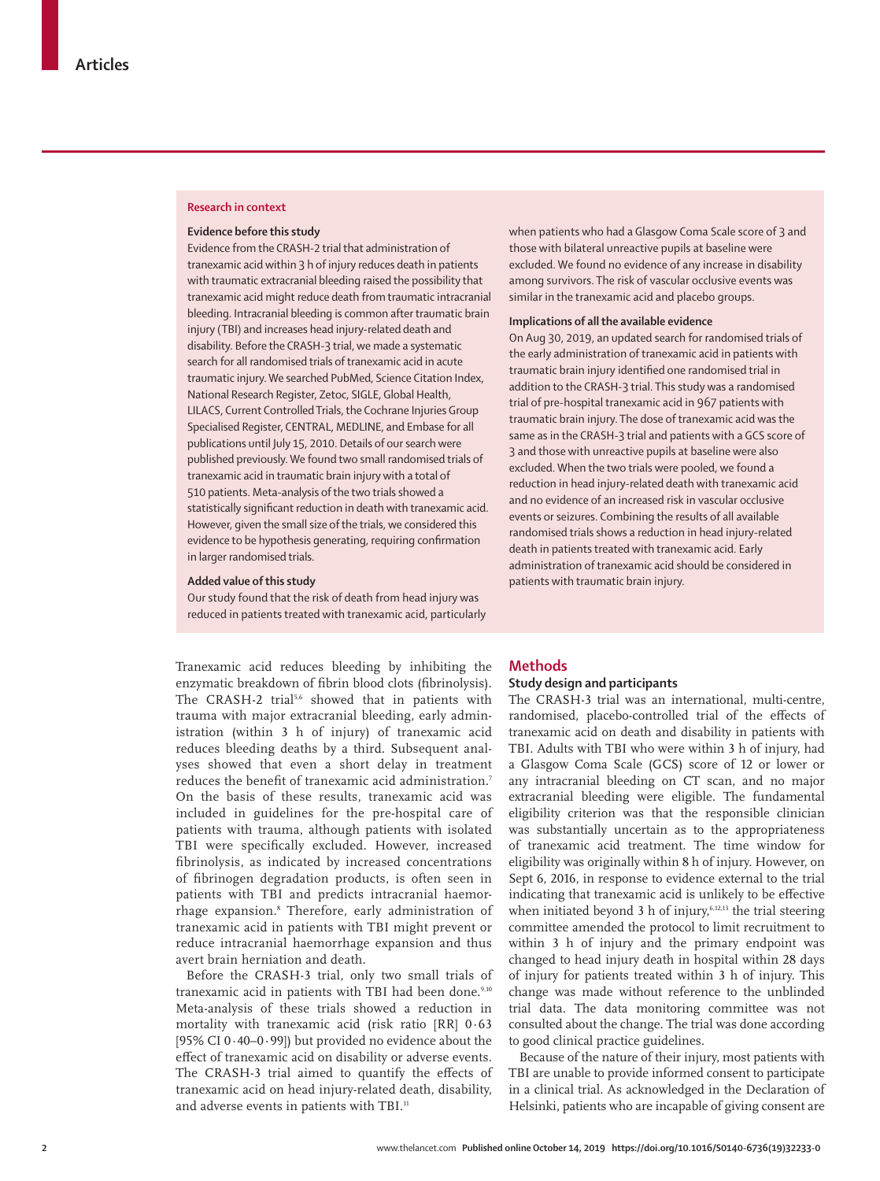## Research in context

### Evidence before this study

Evidence from the CRASH-2 trial that administration of tranexamic acid within 3 h of injury reduces death in patients with traumatic extracranial bleeding raised the possibility that tranexamic acid might reduce death from traumatic intracranial bleeding. Intracranial bleeding is common after traumatic brain injury (TBI) and increases head injury-related death and disability. Before the CRASH-3 trial, we made a systematic search for all randomised trials of tranexamic acid in acute traumatic injury. We searched PubMed, Science Citation Index, National Research Register, Zetoc, SIGLE, Global Health, LILACS, Current Controlled Trials, the Cochrane Injuries Group Specialised Register, CENTRAL, MEDLINE, and Embase for all publications until July 15, 2010. Details of our search were published previously. We found two small randomised trials of tranexamic acid in traumatic brain injury with a total of 510 patients. Meta-analysis of the two trials showed a statistically significant reduction in death with tranexamic acid. However, given the small size of the trials, we considered this evidence to be hypothesis generating, requiring confirmation in larger randomised trials.

### Added value of this study

Our study found that the risk of death from head injury was reduced in patients treated with tranexamic acid, particularly when patients who had a Glasgow Coma Scale score of 3 and those with bilateral unreactive pupils at baseline were excluded. We found no evidence of any increase in disability among survivors. The risk of vascular occlusive events was similar in the tranexamic acid and placebo groups.

### Implications of all the available evidence

On Aug 30, 2019, an updated search for randomised trials of the early administration of tranexamic acid in patients with traumatic brain injury identified one randomised trial in addition to the CRASH-3 trial. This study was a randomised trial of pre-hospital tranexamic acid in 967 patients with traumatic brain injury. The dose of tranexamic acid was the same as in the CRASH-3 trial and patients with a GCS score of 3 and those with unreactive pupils at baseline were also excluded. When the two trials were pooled, we found a reduction in head injury-related death with tranexamic acid and no evidence of an increased risk in vascular occlusive events or seizures. Combining the results of all available randomised trials shows a reduction in head injury-related death in patients treated with tranexamic acid. Early administration of tranexamic acid should be considered in patients with traumatic brain injury.

Tranexamic acid reduces bleeding by inhibiting the enzymatic breakdown of fibrin blood clots (fibrinolysis). The CRASH-2 trial[5,6] showed that in patients with trauma with major extracranial bleeding, early administration (within 3 h of injury) of tranexamic acid reduces bleeding deaths by a third. Subsequent analyses showed that even a short delay in treatment reduces the benefit of tranexamic acid administration.[7] On the basis of these results, tranexamic acid was included in guidelines for the pre-hospital care of patients with trauma, although patients with isolated TBI were specifically excluded. However, increased fibrinolysis, as indicated by increased concentrations of fibrinogen degradation products, is often seen in patients with TBI and predicts intracranial haemorrhage expansion.[8] Therefore, early administration of tranexamic acid in patients with TBI might prevent or reduce intracranial haemorrhage expansion and thus avert brain herniation and death.

Before the CRASH-3 trial, only two small trials of tranexamic acid in patients with TBI had been done.[9,10] Meta-analysis of these trials showed a reduction in mortality with tranexamic acid (risk ratio [RR] 0·63 [95% CI 0·40–0·99]) but provided no evidence about the effect of tranexamic acid on disability or adverse events. The CRASH-3 trial aimed to quantify the effects of tranexamic acid on head injury-related death, disability, and adverse events in patients with TBI.[11]

## Methods

### Study design and participants

The CRASH-3 trial was an international, multi-centre, randomised, placebo-controlled trial of the effects of tranexamic acid on death and disability in patients with TBI. Adults with TBI who were within 3 h of injury, had a Glasgow Coma Scale (GCS) score of 12 or lower or any intracranial bleeding on CT scan, and no major extracranial bleeding were eligible. The fundamental eligibility criterion was that the responsible clinician was substantially uncertain as to the appropriateness of tranexamic acid treatment. The time window for eligibility was originally within 8 h of injury. However, on Sept 6, 2016, in response to evidence external to the trial indicating that tranexamic acid is unlikely to be effective when initiated beyond 3 h of injury,[6,12,13] the trial steering committee amended the protocol to limit recruitment to within 3 h of injury and the primary endpoint was changed to head injury death in hospital within 28 days of injury for patients treated within 3 h of injury. This change was made without reference to the unblinded trial data. The data monitoring committee was not consulted about the change. The trial was done according to good clinical practice guidelines.

Because of the nature of their injury, most patients with TBI are unable to provide informed consent to participate in a clinical trial. As acknowledged in the Declaration of Helsinki, patients who are incapable of giving consent are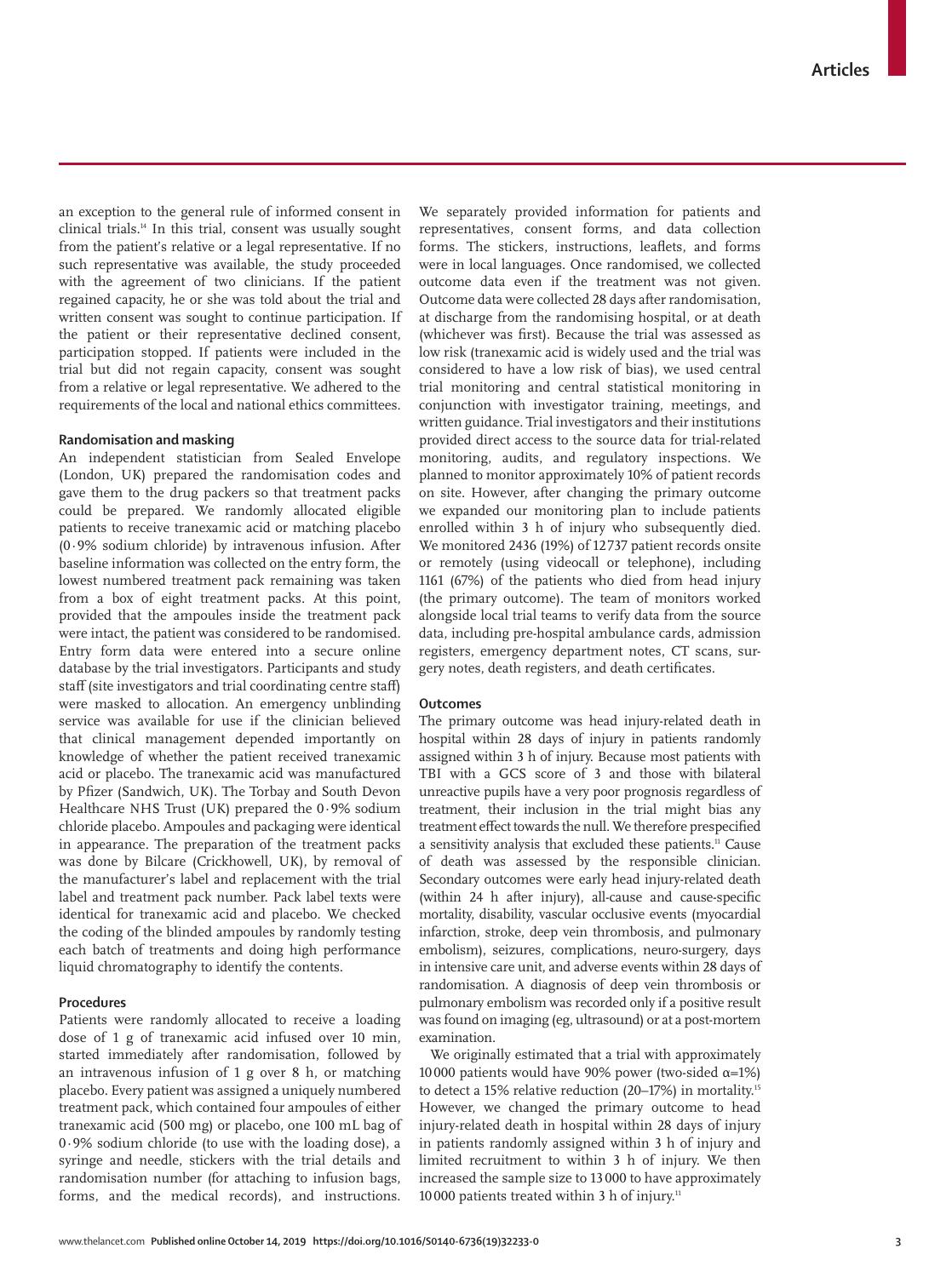an exception to the general rule of informed consent in clinical trials.[14] In this trial, consent was usually sought from the patient's relative or a legal representative. If no such representative was available, the study proceeded with the agreement of two clinicians. If the patient regained capacity, he or she was told about the trial and written consent was sought to continue participation. If the patient or their representative declined consent, participation stopped. If patients were included in the trial but did not regain capacity, consent was sought from a relative or legal representative. We adhered to the requirements of the local and national ethics committees.

### Randomisation and masking

An independent statistician from Sealed Envelope (London, UK) prepared the randomisation codes and gave them to the drug packers so that treatment packs could be prepared. We randomly allocated eligible patients to receive tranexamic acid or matching placebo (0·9% sodium chloride) by intravenous infusion. After baseline information was collected on the entry form, the lowest numbered treatment pack remaining was taken from a box of eight treatment packs. At this point, provided that the ampoules inside the treatment pack were intact, the patient was considered to be randomised. Entry form data were entered into a secure online database by the trial investigators. Participants and study staff (site investigators and trial coordinating centre staff) were masked to allocation. An emergency unblinding service was available for use if the clinician believed that clinical management depended importantly on knowledge of whether the patient received tranexamic acid or placebo. The tranexamic acid was manufactured by Pfizer (Sandwich, UK). The Torbay and South Devon Healthcare NHS Trust (UK) prepared the 0·9% sodium chloride placebo. Ampoules and packaging were identical in appearance. The preparation of the treatment packs was done by Bilcare (Crickhowell, UK), by removal of the manufacturer's label and replacement with the trial label and treatment pack number. Pack label texts were identical for tranexamic acid and placebo. We checked the coding of the blinded ampoules by randomly testing each batch of treatments and doing high performance liquid chromatography to identify the contents.

### Procedures

Patients were randomly allocated to receive a loading dose of 1 g of tranexamic acid infused over 10 min, started immediately after randomisation, followed by an intravenous infusion of 1 g over 8 h, or matching placebo. Every patient was assigned a uniquely numbered treatment pack, which contained four ampoules of either tranexamic acid (500 mg) or placebo, one 100 mL bag of 0·9% sodium chloride (to use with the loading dose), a syringe and needle, stickers with the trial details and randomisation number (for attaching to infusion bags, forms, and the medical records), and instructions. We separately provided information for patients and representatives, consent forms, and data collection forms. The stickers, instructions, leaflets, and forms were in local languages. Once randomised, we collected outcome data even if the treatment was not given. Outcome data were collected 28 days after randomisation, at discharge from the randomising hospital, or at death (whichever was first). Because the trial was assessed as low risk (tranexamic acid is widely used and the trial was considered to have a low risk of bias), we used central trial monitoring and central statistical monitoring in conjunction with investigator training, meetings, and written guidance. Trial investigators and their institutions provided direct access to the source data for trial-related monitoring, audits, and regulatory inspections. We planned to monitor approximately 10% of patient records on site. However, after changing the primary outcome we expanded our monitoring plan to include patients enrolled within 3 h of injury who subsequently died. We monitored 2436 (19%) of 12737 patient records onsite or remotely (using videocall or telephone), including 1161 (67%) of the patients who died from head injury (the primary outcome). The team of monitors worked alongside local trial teams to verify data from the source data, including pre-hospital ambulance cards, admission registers, emergency department notes, CT scans, surgery notes, death registers, and death certificates.

### Outcomes

The primary outcome was head injury-related death in hospital within 28 days of injury in patients randomly assigned within 3 h of injury. Because most patients with TBI with a GCS score of 3 and those with bilateral unreactive pupils have a very poor prognosis regardless of treatment, their inclusion in the trial might bias any treatment effect towards the null. We therefore prespecified a sensitivity analysis that excluded these patients.[11] Cause of death was assessed by the responsible clinician. Secondary outcomes were early head injury-related death (within 24 h after injury), all-cause and cause-specific mortality, disability, vascular occlusive events (myocardial infarction, stroke, deep vein thrombosis, and pulmonary embolism), seizures, complications, neuro-surgery, days in intensive care unit, and adverse events within 28 days of randomisation. A diagnosis of deep vein thrombosis or pulmonary embolism was recorded only if a positive result was found on imaging (eg, ultrasound) or at a post-mortem examination.

We originally estimated that a trial with approximately 10000 patients would have 90% power (two-sided $\alpha$=1%) to detect a 15% relative reduction (20–17%) in mortality.[15] However, we changed the primary outcome to head injury-related death in hospital within 28 days of injury in patients randomly assigned within 3 h of injury and limited recruitment to within 3 h of injury. We then increased the sample size to 13000 to have approximately 10000 patients treated within 3 h of injury.[11]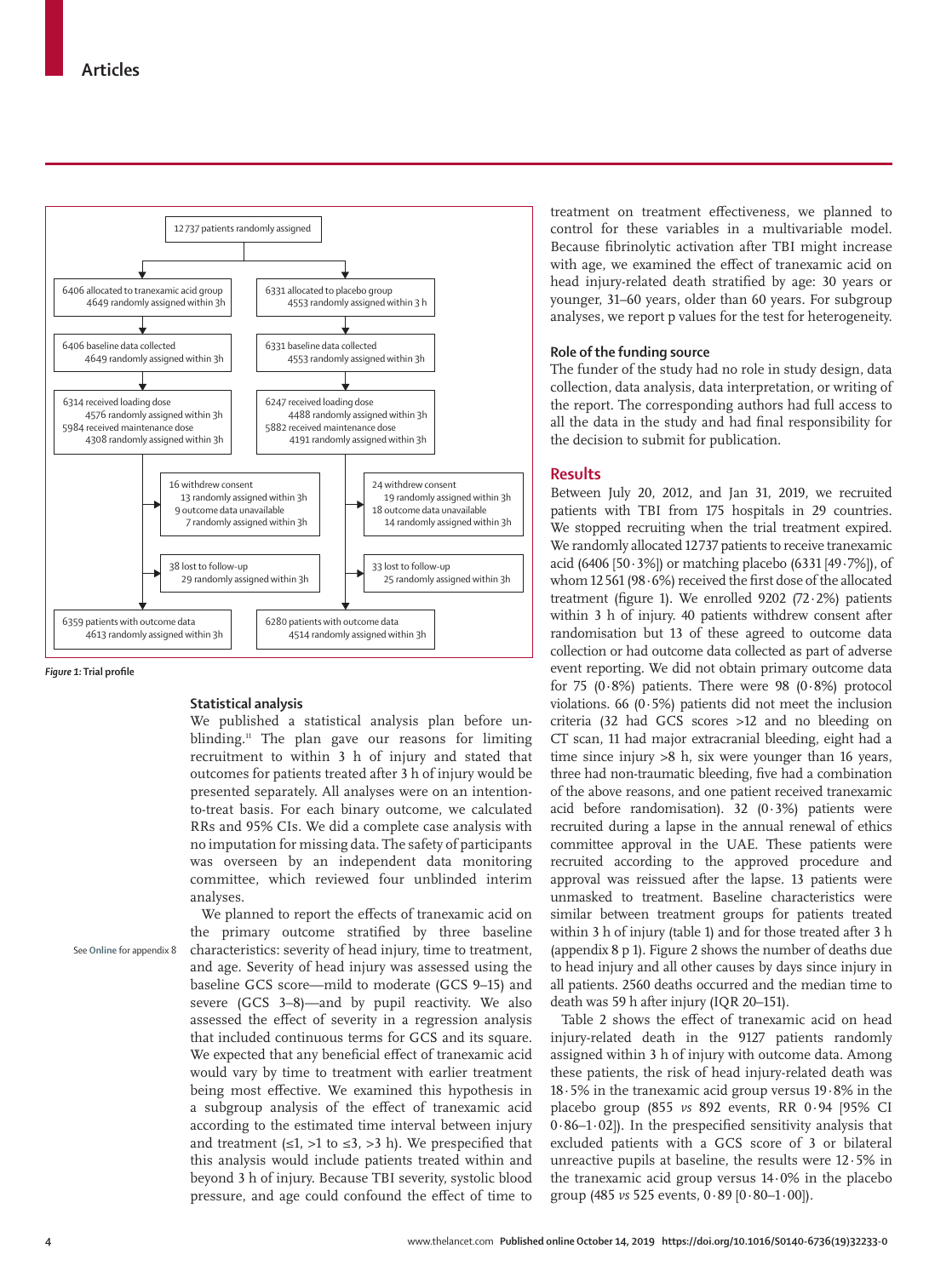12 737 patients randomly assigned

| Tranexamic acid group | Placebo group |
| --- | --- |
| 6406 allocated to tranexamic acid group; 4649 randomly assigned within 3h | 6331 allocated to placebo group; 4553 randomly assigned within 3 h |
| 6406 baseline data collected; 4649 randomly assigned within 3h | 6331 baseline data collected; 4553 randomly assigned within 3h |
| 6314 received loading dose; 4576 randomly assigned within 3h; 5984 received maintenance dose; 4308 randomly assigned within 3h | 6247 received loading dose; 4488 randomly assigned within 3h; 5882 received maintenance dose; 4191 randomly assigned within 3h |
| 16 withdrew consent; 13 randomly assigned within 3h; 9 outcome data unavailable; 7 randomly assigned within 3h | 24 withdrew consent; 19 randomly assigned within 3h; 18 outcome data unavailable; 14 randomly assigned within 3h |
| 38 lost to follow-up; 29 randomly assigned within 3h | 33 lost to follow-up; 25 randomly assigned within 3h |
| 6359 patients with outcome data; 4613 randomly assigned within 3h | 6280 patients with outcome data; 4514 randomly assigned within 3h |

*Figure 1:* Trial profile

### Statistical analysis

We published a statistical analysis plan before unblinding.[11] The plan gave our reasons for limiting recruitment to within 3 h of injury and stated that outcomes for patients treated after 3 h of injury would be presented separately. All analyses were on an intention-to-treat basis. For each binary outcome, we calculated RRs and 95% CIs. We did a complete case analysis with no imputation for missing data. The safety of participants was overseen by an independent data monitoring committee, which reviewed four unblinded interim analyses.

We planned to report the effects of tranexamic acid on the primary outcome stratified by three baseline characteristics: severity of head injury, time to treatment, and age. Severity of head injury was assessed using the baseline GCS score—mild to moderate (GCS 9–15) and severe (GCS 3–8)—and by pupil reactivity. We also assessed the effect of severity in a regression analysis that included continuous terms for GCS and its square. We expected that any beneficial effect of tranexamic acid would vary by time to treatment with earlier treatment being most effective. We examined this hypothesis in a subgroup analysis of the effect of tranexamic acid according to the estimated time interval between injury and treatment (≤1, >1 to ≤3, >3 h). We prespecified that this analysis would include patients treated within and beyond 3 h of injury. Because TBI severity, systolic blood pressure, and age could confound the effect of time to treatment on treatment effectiveness, we planned to control for these variables in a multivariable model. Because fibrinolytic activation after TBI might increase with age, we examined the effect of tranexamic acid on head injury-related death stratified by age: 30 years or younger, 31–60 years, older than 60 years. For subgroup analyses, we report p values for the test for heterogeneity.

See Online for appendix 8

### Role of the funding source

The funder of the study had no role in study design, data collection, data analysis, data interpretation, or writing of the report. The corresponding authors had full access to all the data in the study and had final responsibility for the decision to submit for publication.

## Results

Between July 20, 2012, and Jan 31, 2019, we recruited patients with TBI from 175 hospitals in 29 countries. We stopped recruiting when the trial treatment expired. We randomly allocated 12 737 patients to receive tranexamic acid (6406 [50·3%]) or matching placebo (6331 [49·7%]), of whom 12 561 (98·6%) received the first dose of the allocated treatment (figure 1). We enrolled 9202 (72·2%) patients within 3 h of injury. 40 patients withdrew consent after randomisation but 13 of these agreed to outcome data collection or had outcome data collected as part of adverse event reporting. We did not obtain primary outcome data for 75 (0·8%) patients. There were 98 (0·8%) protocol violations. 66 (0·5%) patients did not meet the inclusion criteria (32 had GCS scores >12 and no bleeding on CT scan, 11 had major extracranial bleeding, eight had a time since injury >8 h, six were younger than 16 years, three had non-traumatic bleeding, five had a combination of the above reasons, and one patient received tranexamic acid before randomisation). 32 (0·3%) patients were recruited during a lapse in the annual renewal of ethics committee approval in the UAE. These patients were recruited according to the approved procedure and approval was reissued after the lapse. 13 patients were unmasked to treatment. Baseline characteristics were similar between treatment groups for patients treated within 3 h of injury (table 1) and for those treated after 3 h (appendix 8 p 1). Figure 2 shows the number of deaths due to head injury and all other causes by days since injury in all patients. 2560 deaths occurred and the median time to death was 59 h after injury (IQR 20–151).

Table 2 shows the effect of tranexamic acid on head injury-related death in the 9127 patients randomly assigned within 3 h of injury with outcome data. Among these patients, the risk of head injury-related death was 18·5% in the tranexamic acid group versus 19·8% in the placebo group (855 *vs* 892 events, RR 0·94 [95% CI 0·86–1·02]). In the prespecified sensitivity analysis that excluded patients with a GCS score of 3 or bilateral unreactive pupils at baseline, the results were 12·5% in the tranexamic acid group versus 14·0% in the placebo group (485 *vs* 525 events, 0·89 [0·80–1·00]).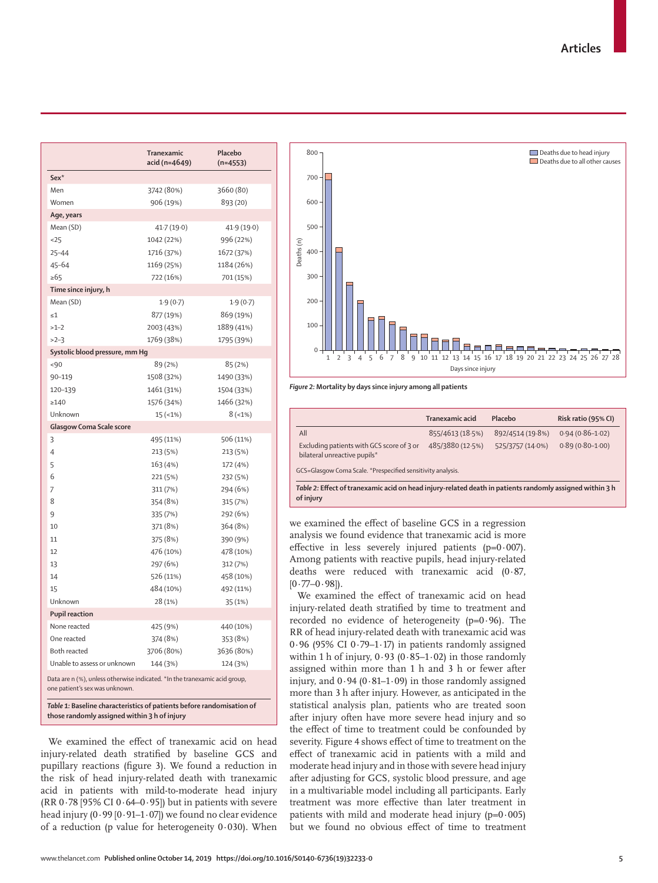| | Tranexamic acid (n=4649) | Placebo (n=4553) |
|---|---|---|
| **Sex*** | | |
| Men | 3742 (80%) | 3660 (80) |
| Women | 906 (19%) | 893 (20) |
| **Age, years** | | |
| Mean (SD) | 41·7 (19·0) | 41·9 (19·0) |
| <25 | 1042 (22%) | 996 (22%) |
| 25–44 | 1716 (37%) | 1672 (37%) |
| 45–64 | 1169 (25%) | 1184 (26%) |
| ≥65 | 722 (16%) | 701 (15%) |
| **Time since injury, h** | | |
| Mean (SD) | 1·9 (0·7) | 1·9 (0·7) |
| ≤1 | 877 (19%) | 869 (19%) |
| >1–2 | 2003 (43%) | 1889 (41%) |
| >2–3 | 1769 (38%) | 1795 (39%) |
| **Systolic blood pressure, mm Hg** | | |
| <90 | 89 (2%) | 85 (2%) |
| 90–119 | 1508 (32%) | 1490 (33%) |
| 120–139 | 1461 (31%) | 1504 (33%) |
| ≥140 | 1576 (34%) | 1466 (32%) |
| Unknown | 15 (<1%) | 8 (<1%) |
| **Glasgow Coma Scale score** | | |
| 3 | 495 (11%) | 506 (11%) |
| 4 | 213 (5%) | 213 (5%) |
| 5 | 163 (4%) | 172 (4%) |
| 6 | 221 (5%) | 232 (5%) |
| 7 | 311 (7%) | 294 (6%) |
| 8 | 354 (8%) | 315 (7%) |
| 9 | 335 (7%) | 292 (6%) |
| 10 | 371 (8%) | 364 (8%) |
| 11 | 375 (8%) | 390 (9%) |
| 12 | 476 (10%) | 478 (10%) |
| 13 | 297 (6%) | 312 (7%) |
| 14 | 526 (11%) | 458 (10%) |
| 15 | 484 (10%) | 492 (11%) |
| Unknown | 28 (1%) | 35 (1%) |
| **Pupil reaction** | | |
| None reacted | 425 (9%) | 440 (10%) |
| One reacted | 374 (8%) | 353 (8%) |
| Both reacted | 3706 (80%) | 3636 (80%) |
| Unable to assess or unknown | 144 (3%) | 124 (3%) |

Data are n (%), unless otherwise indicated. *In the tranexamic acid group, one patient's sex was unknown.

**Table 1: Baseline characteristics of patients before randomisation of those randomly assigned within 3 h of injury**

We examined the effect of tranexamic acid on head injury-related death stratified by baseline GCS and pupillary reactions (figure 3). We found a reduction in the risk of head injury-related death with tranexamic acid in patients with mild-to-moderate head injury (RR 0·78 [95% CI 0·64–0·95]) but in patients with severe head injury (0·99 [0·91–1·07]) we found no clear evidence of a reduction (p value for heterogeneity 0·030). When we examined the effect of baseline GCS in a regression analysis we found evidence that tranexamic acid is more effective in less severely injured patients (p=0·007). Among patients with reactive pupils, head injury-related deaths were reduced with tranexamic acid (0·87, [0·77–0·98]).

We examined the effect of tranexamic acid on head injury-related death stratified by time to treatment and recorded no evidence of heterogeneity (p=0·96). The RR of head injury-related death with tranexamic acid was 0·96 (95% CI 0·79–1·17) in patients randomly assigned within 1 h of injury, 0·93 (0·85–1·02) in those randomly assigned within more than 1 h and 3 h or fewer after injury, and 0·94 (0·81–1·09) in those randomly assigned more than 3 h after injury. However, as anticipated in the statistical analysis plan, patients who are treated soon after injury often have more severe head injury and so the effect of time to treatment could be confounded by severity. Figure 4 shows effect of time to treatment on the effect of tranexamic acid in patients with a mild and moderate head injury and in those with severe head injury after adjusting for GCS, systolic blood pressure, and age in a multivariable model including all participants. Early treatment was more effective than later treatment in patients with mild and moderate head injury (p=0·005) but we found no obvious effect of time to treatment

*Figure 2:* **Mortality by days since injury among all patients**

| | Tranexamic acid | Placebo | Risk ratio (95% CI) |
|---|---|---|---|
| All | 855/4613 (18·5%) | 892/4514 (19·8%) | 0·94 (0·86–1·02) |
| Excluding patients with GCS score of 3 or bilateral unreactive pupils* | 485/3880 (12·5%) | 525/3757 (14·0%) | 0·89 (0·80–1·00) |

GCS=Glasgow Coma Scale. *Prespecified sensitivity analysis.

*Table 2:* **Effect of tranexamic acid on head injury-related death in patients randomly assigned within 3 h of injury**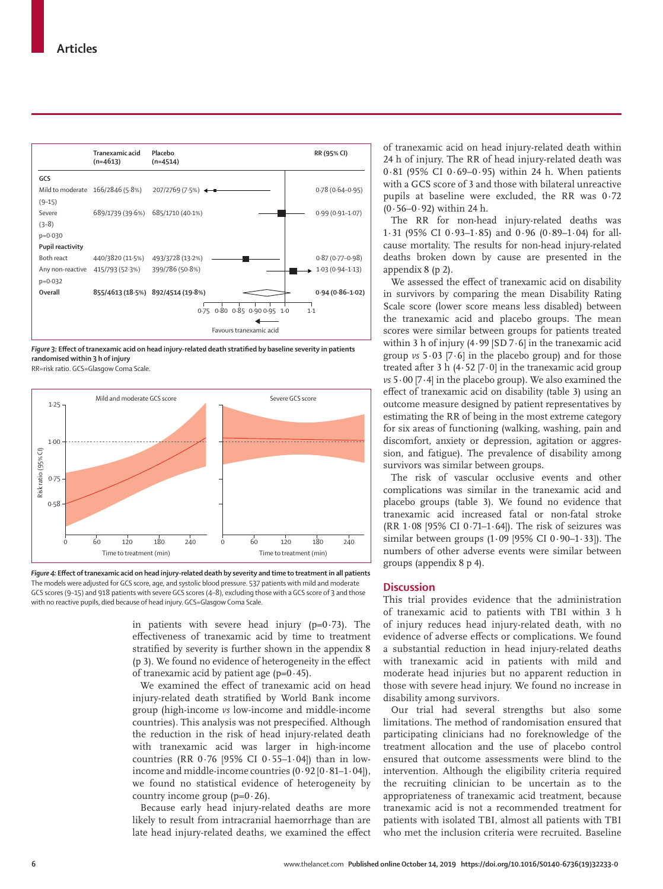| | Tranexamic acid (n=4613) | Placebo (n=4514) | RR (95% CI) |
|---|---|---|---|
| **GCS** | | | |
| Mild to moderate (9–15) | 166/2846 (5·8%) | 207/2769 (7·5%) | 0·78 (0·64–0·95) |
| Severe (3–8) | 689/1739 (39·6%) | 685/1710 (40·1%) | 0·99 (0·91–1·07) |
| p=0·030 | | | |
| **Pupil reactivity** | | | |
| Both react | 440/3820 (11·5%) | 493/3728 (13·2%) | 0·87 (0·77–0·98) |
| Any non-reactive | 415/793 (52·3%) | 399/786 (50·8%) | 1·03 (0·94–1·13) |
| p=0·032 | | | |
| **Overall** | **855/4613 (18·5%)** | **892/4514 (19·8%)** | **0·94 (0·86–1·02)** |

*Figure 3:* **Effect of tranexamic acid on head injury-related death stratified by baseline severity in patients randomised within 3 h of injury**
RR=risk ratio. GCS=Glasgow Coma Scale.

*Figure 4:* **Effect of tranexamic acid on head injury-related death by severity and time to treatment in all patients**
The models were adjusted for GCS score, age, and systolic blood pressure. 537 patients with mild and moderate GCS scores (9–15) and 918 patients with severe GCS scores (4–8), excluding those with a GCS score of 3 and those with no reactive pupils, died because of head injury. GCS=Glasgow Coma Scale.

in patients with severe head injury (p=0·73). The effectiveness of tranexamic acid by time to treatment stratified by severity is further shown in the appendix 8 (p 3). We found no evidence of heterogeneity in the effect of tranexamic acid by patient age (p=0·45).

We examined the effect of tranexamic acid on head injury-related death stratified by World Bank income group (high-income *vs* low-income and middle-income countries). This analysis was not prespecified. Although the reduction in the risk of head injury-related death with tranexamic acid was larger in high-income countries (RR 0·76 [95% CI 0·55–1·04]) than in low-income and middle-income countries (0·92 [0·81–1·04]), we found no statistical evidence of heterogeneity by country income group (p=0·26).

Because early head injury-related deaths are more likely to result from intracranial haemorrhage than are late head injury-related deaths, we examined the effect of tranexamic acid on head injury-related death within 24 h of injury. The RR of head injury-related death was 0·81 (95% CI 0·69–0·95) within 24 h. When patients with a GCS score of 3 and those with bilateral unreactive pupils at baseline were excluded, the RR was 0·72 (0·56–0·92) within 24 h.

The RR for non-head injury-related deaths was 1·31 (95% CI 0·93–1·85) and 0·96 (0·89–1·04) for all-cause mortality. The results for non-head injury-related deaths broken down by cause are presented in the appendix 8 (p 2).

We assessed the effect of tranexamic acid on disability in survivors by comparing the mean Disability Rating Scale score (lower score means less disabled) between the tranexamic acid and placebo groups. The mean scores were similar between groups for patients treated within 3 h of injury (4·99 [SD 7·6] in the tranexamic acid group *vs* 5·03 [7·6] in the placebo group) and for those treated after 3 h (4·52 [7·0] in the tranexamic acid group *vs* 5·00 [7·4] in the placebo group). We also examined the effect of tranexamic acid on disability (table 3) using an outcome measure designed by patient representatives by estimating the RR of being in the most extreme category for six areas of functioning (walking, washing, pain and discomfort, anxiety or depression, agitation or aggression, and fatigue). The prevalence of disability among survivors was similar between groups.

The risk of vascular occlusive events and other complications was similar in the tranexamic acid and placebo groups (table 3). We found no evidence that tranexamic acid increased fatal or non-fatal stroke (RR 1·08 [95% CI 0·71–1·64]). The risk of seizures was similar between groups (1·09 [95% CI 0·90–1·33]). The numbers of other adverse events were similar between groups (appendix 8 p 4).

## Discussion

This trial provides evidence that the administration of tranexamic acid to patients with TBI within 3 h of injury reduces head injury-related death, with no evidence of adverse effects or complications. We found a substantial reduction in head injury-related deaths with tranexamic acid in patients with mild and moderate head injuries but no apparent reduction in those with severe head injury. We found no increase in disability among survivors.

Our trial had several strengths but also some limitations. The method of randomisation ensured that participating clinicians had no foreknowledge of the treatment allocation and the use of placebo control ensured that outcome assessments were blind to the intervention. Although the eligibility criteria required the recruiting clinician to be uncertain as to the appropriateness of tranexamic acid treatment, because tranexamic acid is not a recommended treatment for patients with isolated TBI, almost all patients with TBI who met the inclusion criteria were recruited. Baseline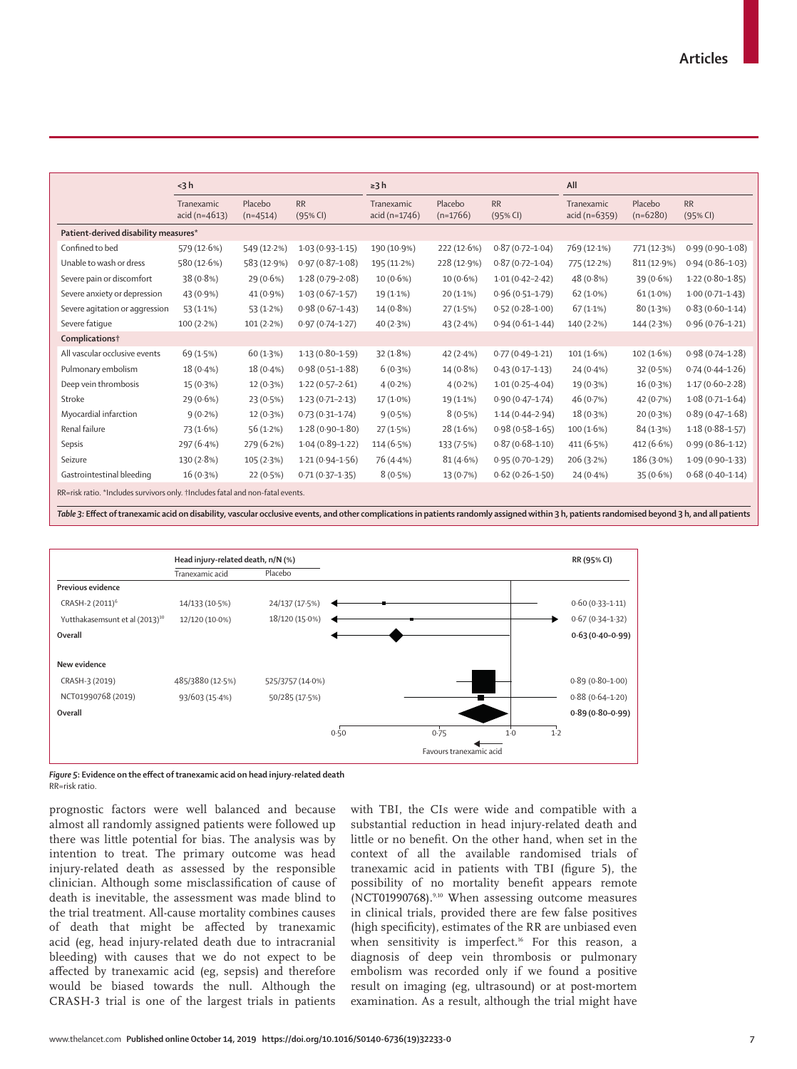| | <3 h | | | ≥3 h | | | All | | |
|---|---|---|---|---|---|---|---|---|---|
| | Tranexamic acid (n=4613) | Placebo (n=4514) | RR (95% CI) | Tranexamic acid (n=1746) | Placebo (n=1766) | RR (95% CI) | Tranexamic acid (n=6359) | Placebo (n=6280) | RR (95% CI) |
| **Patient-derived disability measures*** | | | | | | | | | |
| Confined to bed | 579 (12·6%) | 549 (12·2%) | 1·03 (0·93–1·15) | 190 (10·9%) | 222 (12·6%) | 0·87 (0·72–1·04) | 769 (12·1%) | 771 (12·3%) | 0·99 (0·90–1·08) |
| Unable to wash or dress | 580 (12·6%) | 583 (12·9%) | 0·97 (0·87–1·08) | 195 (11·2%) | 228 (12·9%) | 0·87 (0·72–1·04) | 775 (12·2%) | 811 (12·9%) | 0·94 (0·86–1·03) |
| Severe pain or discomfort | 38 (0·8%) | 29 (0·6%) | 1·28 (0·79–2·08) | 10 (0·6%) | 10 (0·6%) | 1·01 (0·42–2·42) | 48 (0·8%) | 39 (0·6%) | 1·22 (0·80–1·85) |
| Severe anxiety or depression | 43 (0·9%) | 41 (0·9%) | 1·03 (0·67–1·57) | 19 (1·1%) | 20 (1·1%) | 0·96 (0·51–1·79) | 62 (1·0%) | 61 (1·0%) | 1·00 (0·71–1·43) |
| Severe agitation or aggression | 53 (1·1%) | 53 (1·2%) | 0·98 (0·67–1·43) | 14 (0·8%) | 27 (1·5%) | 0·52 (0·28–1·00) | 67 (1·1%) | 80 (1·3%) | 0·83 (0·60–1·14) |
| Severe fatigue | 100 (2·2%) | 101 (2·2%) | 0·97 (0·74–1·27) | 40 (2·3%) | 43 (2·4%) | 0·94 (0·61–1·44) | 140 (2·2%) | 144 (2·3%) | 0·96 (0·76–1·21) |
| **Complications†** | | | | | | | | | |
| All vascular occlusive events | 69 (1·5%) | 60 (1·3%) | 1·13 (0·80–1·59) | 32 (1·8%) | 42 (2·4%) | 0·77 (0·49–1·21) | 101 (1·6%) | 102 (1·6%) | 0·98 (0·74–1·28) |
| Pulmonary embolism | 18 (0·4%) | 18 (0·4%) | 0·98 (0·51–1·88) | 6 (0·3%) | 14 (0·8%) | 0·43 (0·17–1·13) | 24 (0·4%) | 32 (0·5%) | 0·74 (0·44–1·26) |
| Deep vein thrombosis | 15 (0·3%) | 12 (0·3%) | 1·22 (0·57–2·61) | 4 (0·2%) | 4 (0·2%) | 1·01 (0·25–4·04) | 19 (0·3%) | 16 (0·3%) | 1·17 (0·60–2·28) |
| Stroke | 29 (0·6%) | 23 (0·5%) | 1·23 (0·71–2·13) | 17 (1·0%) | 19 (1·1%) | 0·90 (0·47–1·74) | 46 (0·7%) | 42 (0·7%) | 1·08 (0·71–1·64) |
| Myocardial infarction | 9 (0·2%) | 12 (0·3%) | 0·73 (0·31–1·74) | 9 (0·5%) | 8 (0·5%) | 1·14 (0·44–2·94) | 18 (0·3%) | 20 (0·3%) | 0·89 (0·47–1·68) |
| Renal failure | 73 (1·6%) | 56 (1·2%) | 1·28 (0·90–1·80) | 27 (1·5%) | 28 (1·6%) | 0·98 (0·58–1·65) | 100 (1·6%) | 84 (1·3%) | 1·18 (0·88–1·57) |
| Sepsis | 297 (6·4%) | 279 (6·2%) | 1·04 (0·89–1·22) | 114 (6·5%) | 133 (7·5%) | 0·87 (0·68–1·10) | 411 (6·5%) | 412 (6·6%) | 0·99 (0·86–1·12) |
| Seizure | 130 (2·8%) | 105 (2·3%) | 1·21 (0·94–1·56) | 76 (4·4%) | 81 (4·6%) | 0·95 (0·70–1·29) | 206 (3·2%) | 186 (3·0%) | 1·09 (0·90–1·33) |
| Gastrointestinal bleeding | 16 (0·3%) | 22 (0·5%) | 0·71 (0·37–1·35) | 8 (0·5%) | 13 (0·7%) | 0·62 (0·26–1·50) | 24 (0·4%) | 35 (0·6%) | 0·68 (0·40–1·14) |

RR=risk ratio. *Includes survivors only. †Includes fatal and non-fatal events.

***Table 3:* Effect of tranexamic acid on disability, vascular occlusive events, and other complications in patients randomly assigned within 3 h, patients randomised beyond 3 h, and all patients**

| | Head injury-related death, n/N (%) Tranexamic acid | Placebo | RR (95% CI) |
|---|---|---|---|
| **Previous evidence** | | | |
| CRASH-2 (2011)[6] | 14/133 (10·5%) | 24/137 (17·5%) | 0·60 (0·33–1·11) |
| Yutthakasemsunt et al (2013)[10] | 12/120 (10·0%) | 18/120 (15·0%) | 0·67 (0·34–1·32) |
| **Overall** | | | **0·63 (0·40–0·99)** |
| **New evidence** | | | |
| CRASH-3 (2019) | 485/3880 (12·5%) | 525/3757 (14·0%) | 0·89 (0·80–1·00) |
| NCT01990768 (2019) | 93/603 (15·4%) | 50/285 (17·5%) | 0·88 (0·64–1·20) |
| **Overall** | | | **0·89 (0·80–0·99)** |

***Figure 5:* Evidence on the effect of tranexamic acid on head injury-related death**
RR=risk ratio.

prognostic factors were well balanced and because almost all randomly assigned patients were followed up there was little potential for bias. The analysis was by intention to treat. The primary outcome was head injury-related death as assessed by the responsible clinician. Although some misclassification of cause of death is inevitable, the assessment was made blind to the trial treatment. All-cause mortality combines causes of death that might be affected by tranexamic acid (eg, head injury-related death due to intracranial bleeding) with causes that we do not expect to be affected by tranexamic acid (eg, sepsis) and therefore would be biased towards the null. Although the CRASH-3 trial is one of the largest trials in patients with TBI, the CIs were wide and compatible with a substantial reduction in head injury-related death and little or no benefit. On the other hand, when set in the context of all the available randomised trials of tranexamic acid in patients with TBI (figure 5), the possibility of no mortality benefit appears remote (NCT01990768).[9,10] When assessing outcome measures in clinical trials, provided there are few false positives (high specificity), estimates of the RR are unbiased even when sensitivity is imperfect.[16] For this reason, a diagnosis of deep vein thrombosis or pulmonary embolism was recorded only if we found a positive result on imaging (eg, ultrasound) or at post-mortem examination. As a result, although the trial might have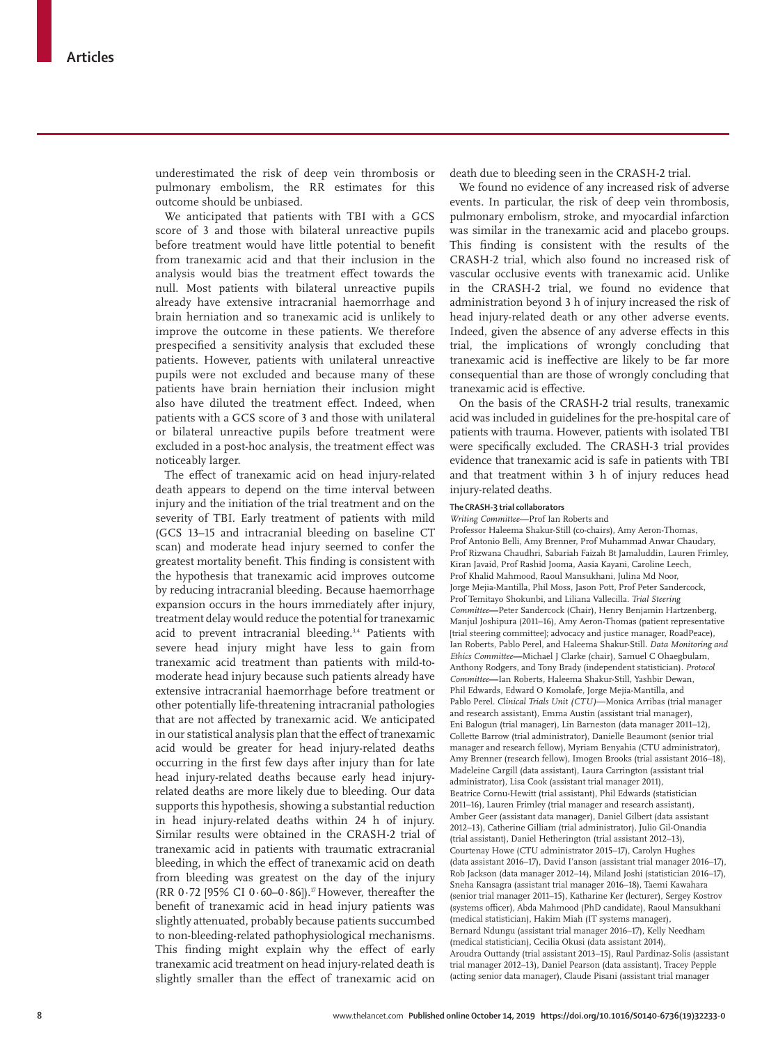underestimated the risk of deep vein thrombosis or pulmonary embolism, the RR estimates for this outcome should be unbiased.

We anticipated that patients with TBI with a GCS score of 3 and those with bilateral unreactive pupils before treatment would have little potential to benefit from tranexamic acid and that their inclusion in the analysis would bias the treatment effect towards the null. Most patients with bilateral unreactive pupils already have extensive intracranial haemorrhage and brain herniation and so tranexamic acid is unlikely to improve the outcome in these patients. We therefore prespecified a sensitivity analysis that excluded these patients. However, patients with unilateral unreactive pupils were not excluded and because many of these patients have brain herniation their inclusion might also have diluted the treatment effect. Indeed, when patients with a GCS score of 3 and those with unilateral or bilateral unreactive pupils before treatment were excluded in a post-hoc analysis, the treatment effect was noticeably larger.

The effect of tranexamic acid on head injury-related death appears to depend on the time interval between injury and the initiation of the trial treatment and on the severity of TBI. Early treatment of patients with mild (GCS 13–15 and intracranial bleeding on baseline CT scan) and moderate head injury seemed to confer the greatest mortality benefit. This finding is consistent with the hypothesis that tranexamic acid improves outcome by reducing intracranial bleeding. Because haemorrhage expansion occurs in the hours immediately after injury, treatment delay would reduce the potential for tranexamic acid to prevent intracranial bleeding.[3,4] Patients with severe head injury might have less to gain from tranexamic acid treatment than patients with mild-to-moderate head injury because such patients already have extensive intracranial haemorrhage before treatment or other potentially life-threatening intracranial pathologies that are not affected by tranexamic acid. We anticipated in our statistical analysis plan that the effect of tranexamic acid would be greater for head injury-related deaths occurring in the first few days after injury than for late head injury-related deaths because early head injury-related deaths are more likely due to bleeding. Our data supports this hypothesis, showing a substantial reduction in head injury-related deaths within 24 h of injury. Similar results were obtained in the CRASH-2 trial of tranexamic acid in patients with traumatic extracranial bleeding, in which the effect of tranexamic acid on death from bleeding was greatest on the day of the injury (RR 0·72 [95% CI 0·60–0·86]).[17] However, thereafter the benefit of tranexamic acid in head injury patients was slightly attenuated, probably because patients succumbed to non-bleeding-related pathophysiological mechanisms. This finding might explain why the effect of early tranexamic acid treatment on head injury-related death is slightly smaller than the effect of tranexamic acid on death due to bleeding seen in the CRASH-2 trial.

We found no evidence of any increased risk of adverse events. In particular, the risk of deep vein thrombosis, pulmonary embolism, stroke, and myocardial infarction was similar in the tranexamic acid and placebo groups. This finding is consistent with the results of the CRASH-2 trial, which also found no increased risk of vascular occlusive events with tranexamic acid. Unlike in the CRASH-2 trial, we found no evidence that administration beyond 3 h of injury increased the risk of head injury-related death or any other adverse events. Indeed, given the absence of any adverse effects in this trial, the implications of wrongly concluding that tranexamic acid is ineffective are likely to be far more consequential than are those of wrongly concluding that tranexamic acid is effective.

On the basis of the CRASH-2 trial results, tranexamic acid was included in guidelines for the pre-hospital care of patients with trauma. However, patients with isolated TBI were specifically excluded. The CRASH-3 trial provides evidence that tranexamic acid is safe in patients with TBI and that treatment within 3 h of injury reduces head injury-related deaths.

**The CRASH-3 trial collaborators**

*Writing Committee*—Prof Ian Roberts and Professor Haleema Shakur-Still (co-chairs), Amy Aeron-Thomas, Prof Antonio Belli, Amy Brenner, Prof Muhammad Anwar Chaudary, Prof Rizwana Chaudhri, Sabariah Faizah Bt Jamaluddin, Lauren Frimley, Kiran Javaid, Prof Rashid Jooma, Aasia Kayani, Caroline Leech, Prof Khalid Mahmood, Raoul Mansukhani, Julina Md Noor, Jorge Mejia-Mantilla, Phil Moss, Jason Pott, Prof Peter Sandercock, Prof Temitayo Shokunbi, and Liliana Vallecilla. *Trial Steering Committee*—Peter Sandercock (Chair), Henry Benjamin Hartzenberg, Manjul Joshipura (2011–16), Amy Aeron-Thomas (patient representative [trial steering committee]; advocacy and justice manager, RoadPeace), Ian Roberts, Pablo Perel, and Haleema Shakur-Still. *Data Monitoring and Ethics Committee*—Michael J Clarke (chair), Samuel C Ohaegbulam, Anthony Rodgers, and Tony Brady (independent statistician). *Protocol Committee*—Ian Roberts, Haleema Shakur-Still, Yashbir Dewan, Phil Edwards, Edward O Komolafe, Jorge Mejia-Mantilla, and Pablo Perel. *Clinical Trials Unit (CTU)*—Monica Arribas (trial manager and research assistant), Emma Austin (assistant trial manager), Eni Balogun (trial manager), Lin Barneston (data manager 2011–12), Collette Barrow (trial administrator), Danielle Beaumont (senior trial manager and research fellow), Myriam Benyahia (CTU administrator), Amy Brenner (research fellow), Imogen Brooks (trial assistant 2016–18), Madeleine Cargill (data assistant), Laura Carrington (assistant trial administrator), Lisa Cook (assistant trial manager 2011), Beatrice Cornu-Hewitt (trial assistant), Phil Edwards (statistician 2011–16), Lauren Frimley (trial manager and research assistant), Amber Geer (assistant data manager), Daniel Gilbert (data assistant 2012–13), Catherine Gilliam (trial administrator), Julio Gil-Onandia (trial assistant), Daniel Hetherington (trial assistant 2012–13), Courtenay Howe (CTU administrator 2015–17), Carolyn Hughes (data assistant 2016–17), David I'anson (assistant trial manager 2016–17), Rob Jackson (data manager 2012–14), Miland Joshi (statistician 2016–17), Sneha Kansagra (assistant trial manager 2016–18), Taemi Kawahara (senior trial manager 2011–15), Katharine Ker (lecturer), Sergey Kostrov (systems officer), Abda Mahmood (PhD candidate), Raoul Mansukhani (medical statistician), Hakim Miah (IT systems manager), Bernard Ndungu (assistant trial manager 2016–17), Kelly Needham (medical statistician), Cecilia Okusi (data assistant 2014), Aroudra Outtandy (trial assistant 2013–15), Raul Pardinaz-Solis (assistant trial manager 2012–13), Daniel Pearson (data assistant), Tracey Pepple (acting senior data manager), Claude Pisani (assistant trial manager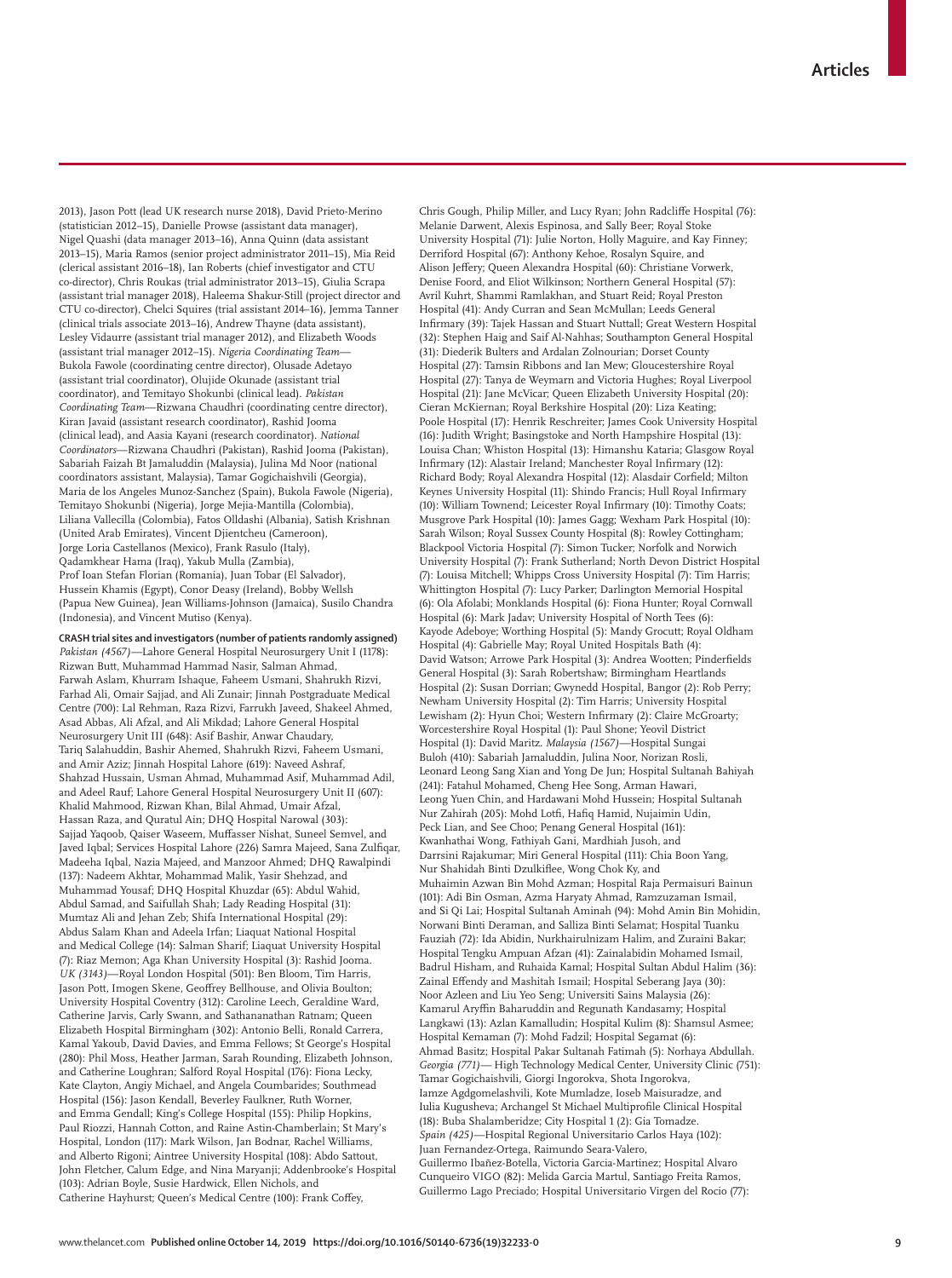2013), Jason Pott (lead UK research nurse 2018), David Prieto-Merino (statistician 2012–15), Danielle Prowse (assistant data manager), Nigel Quashi (data manager 2013–16), Anna Quinn (data assistant 2013–15), Maria Ramos (senior project administrator 2011–15), Mia Reid (clerical assistant 2016–18), Ian Roberts (chief investigator and CTU co-director), Chris Roukas (trial administrator 2013–15), Giulia Scrapa (assistant trial manager 2018), Haleema Shakur-Still (project director and CTU co-director), Chelci Squires (trial assistant 2014–16), Jemma Tanner (clinical trials associate 2013–16), Andrew Thayne (data assistant), Lesley Vidaurre (assistant trial manager 2012), and Elizabeth Woods (assistant trial manager 2012–15). *Nigeria Coordinating Team*—Bukola Fawole (coordinating centre director), Olusade Adetayo (assistant trial coordinator), Olujide Okunade (assistant trial coordinator), and Temitayo Shokunbi (clinical lead). *Pakistan Coordinating Team*—Rizwana Chaudhri (coordinating centre director), Kiran Javaid (assistant research coordinator), Rashid Jooma (clinical lead), and Aasia Kayani (research coordinator). *National Coordinators*—Rizwana Chaudhri (Pakistan), Rashid Jooma (Pakistan), Sabariah Faizah Bt Jamaluddin (Malaysia), Julina Md Noor (national coordinators assistant, Malaysia), Tamar Gogichaishvili (Georgia), Maria de los Angeles Munoz-Sanchez (Spain), Bukola Fawole (Nigeria), Temitayo Shokunbi (Nigeria), Jorge Mejia-Mantilla (Colombia), Liliana Vallecilla (Colombia), Fatos Olldashi (Albania), Satish Krishnan (United Arab Emirates), Vincent Djientcheu (Cameroon), Jorge Loria Castellanos (Mexico), Frank Rasulo (Italy), Qadamkhear Hama (Iraq), Yakub Mulla (Zambia), Prof Ioan Stefan Florian (Romania), Juan Tobar (El Salvador), Hussein Khamis (Egypt), Conor Deasy (Ireland), Bobby Wellsh (Papua New Guinea), Jean Williams-Johnson (Jamaica), Susilo Chandra (Indonesia), and Vincent Mutiso (Kenya).

**CRASH trial sites and investigators (number of patients randomly assigned)**
*Pakistan (4567)*—Lahore General Hospital Neurosurgery Unit I (1178): Rizwan Butt, Muhammad Hammad Nasir, Salman Ahmad, Farwah Aslam, Khurram Ishaque, Faheem Usmani, Shahrukh Rizvi, Farhad Ali, Omair Sajjad, and Ali Zunair; Jinnah Postgraduate Medical Centre (700): Lal Rehman, Raza Rizvi, Farrukh Javeed, Shakeel Ahmed, Asad Abbas, Ali Afzal, and Ali Mikdad; Lahore General Hospital Neurosurgery Unit III (648): Asif Bashir, Anwar Chaudary, Tariq Salahuddin, Bashir Ahemed, Shahrukh Rizvi, Faheem Usmani, and Amir Aziz; Jinnah Hospital Lahore (619): Naveed Ashraf, Shahzad Hussain, Usman Ahmad, Muhammad Asif, Muhammad Adil, and Adeel Rauf; Lahore General Hospital Neurosurgery Unit II (607): Khalid Mahmood, Rizwan Khan, Bilal Ahmad, Umair Afzal, Hassan Raza, and Quratul Ain; DHQ Hospital Narowal (303): Sajjad Yaqoob, Qaiser Waseem, Muffasser Nishat, Suneel Semvel, and Javed Iqbal; Services Hospital Lahore (226) Samra Majeed, Sana Zulfiqar, Madeeha Iqbal, Nazia Majeed, and Manzoor Ahmed; DHQ Rawalpindi (137): Nadeem Akhtar, Mohammad Malik, Yasir Shehzad, and Muhammad Yousaf; DHQ Hospital Khuzdar (65): Abdul Wahid, Abdul Samad, and Saifullah Shah; Lady Reading Hospital (31): Mumtaz Ali and Jehan Zeb; Shifa International Hospital (29): Abdus Salam Khan and Adeela Irfan; Liaquat National Hospital and Medical College (14): Salman Sharif; Liaquat University Hospital (7): Riaz Memon; Aga Khan University Hospital (3): Rashid Jooma. *UK (3143)*—Royal London Hospital (501): Ben Bloom, Tim Harris, Jason Pott, Imogen Skene, Geoffrey Bellhouse, and Olivia Boulton; University Hospital Coventry (312): Caroline Leech, Geraldine Ward, Catherine Jarvis, Carly Swann, and Sathananathan Ratnam; Queen Elizabeth Hospital Birmingham (302): Antonio Belli, Ronald Carrera, Kamal Yakoub, David Davies, and Emma Fellows; St George's Hospital (280): Phil Moss, Heather Jarman, Sarah Rounding, Elizabeth Johnson, and Catherine Loughran; Salford Royal Hospital (176): Fiona Lecky, Kate Clayton, Angiy Michael, and Angela Coumbarides; Southmead Hospital (156): Jason Kendall, Beverley Faulkner, Ruth Worner, and Emma Gendall; King's College Hospital (155): Philip Hopkins, Paul Riozzi, Hannah Cotton, and Raine Astin-Chamberlain; St Mary's Hospital, London (117): Mark Wilson, Jan Bodnar, Rachel Williams, and Alberto Rigoni; Aintree University Hospital (108): Abdo Sattout, John Fletcher, Calum Edge, and Nina Maryanji; Addenbrooke's Hospital (103): Adrian Boyle, Susie Hardwick, Ellen Nichols, and Catherine Hayhurst; Queen's Medical Centre (100): Frank Coffey, Chris Gough, Philip Miller, and Lucy Ryan; John Radcliffe Hospital (76): Melanie Darwent, Alexis Espinosa, and Sally Beer; Royal Stoke University Hospital (71): Julie Norton, Holly Maguire, and Kay Finney; Derriford Hospital (67): Anthony Kehoe, Rosalyn Squire, and Alison Jeffery; Queen Alexandra Hospital (60): Christiane Vorwerk, Denise Foord, and Eliot Wilkinson; Northern General Hospital (57): Avril Kuhrt, Shammi Ramlakhan, and Stuart Reid; Royal Preston Hospital (41): Andy Curran and Sean McMullan; Leeds General Infirmary (39): Tajek Hassan and Stuart Nuttall; Great Western Hospital (32): Stephen Haig and Saif Al-Nahhas; Southampton General Hospital (31): Diederik Bulters and Ardalan Zolnourian; Dorset County Hospital (27): Tamsin Ribbons and Ian Mew; Gloucestershire Royal Hospital (27): Tanya de Weymarn and Victoria Hughes; Royal Liverpool Hospital (21): Jane McVicar; Queen Elizabeth University Hospital (20): Cieran McKiernan; Royal Berkshire Hospital (20): Liza Keating; Poole Hospital (17): Henrik Reschreiter; James Cook University Hospital (16): Judith Wright; Basingstoke and North Hampshire Hospital (13): Louisa Chan; Whiston Hospital (13): Himanshu Kataria; Glasgow Royal Infirmary (12): Alastair Ireland; Manchester Royal Infirmary (12): Richard Body; Royal Alexandra Hospital (12): Alasdair Corfield; Milton Keynes University Hospital (11): Shindo Francis; Hull Royal Infirmary (10): William Townend; Leicester Royal Infirmary (10): Timothy Coats; Musgrove Park Hospital (10): James Gagg; Wexham Park Hospital (10): Sarah Wilson; Royal Sussex County Hospital (8): Rowley Cottingham; Blackpool Victoria Hospital (7): Simon Tucker; Norfolk and Norwich University Hospital (7): Frank Sutherland; North Devon District Hospital (7): Louisa Mitchell; Whipps Cross University Hospital (7): Tim Harris; Whittington Hospital (7): Lucy Parker; Darlington Memorial Hospital (6): Ola Afolabi; Monklands Hospital (6): Fiona Hunter; Royal Cornwall Hospital (6): Mark Jadav; University Hospital of North Tees (6): Kayode Adeboye; Worthing Hospital (5): Mandy Grocutt; Royal Oldham Hospital (4): Gabrielle May; Royal United Hospitals Bath (4): David Watson; Arrowe Park Hospital (3): Andrea Wootten; Pinderfields General Hospital (3): Sarah Robertshaw; Birmingham Heartlands Hospital (2): Susan Dorrian; Gwynedd Hospital, Bangor (2): Rob Perry; Newham University Hospital (2): Tim Harris; University Hospital Lewisham (2): Hyun Choi; Western Infirmary (2): Claire McGroarty; Worcestershire Royal Hospital (1): Paul Shone; Yeovil District Hospital (1): David Maritz. *Malaysia (1567)*—Hospital Sungai Buloh (410): Sabariah Jamaluddin, Julina Noor, Norizan Rosli, Leonard Leong Sang Xian and Yong De Jun; Hospital Sultanah Bahiyah (241): Fatahul Mohamed, Cheng Hee Song, Arman Hawari, Leong Yuen Chin, and Hardawani Mohd Hussein; Hospital Sultanah Nur Zahirah (205): Mohd Lotfi, Hafiq Hamid, Nujaimin Udin, Peck Lian, and See Choo; Penang General Hospital (161): Kwanhathai Wong, Fathiyah Gani, Mardhiah Jusoh, and Darrsini Rajakumar; Miri General Hospital (111): Chia Boon Yang, Nur Shahidah Binti Dzulkiflee, Wong Chok Ky, and Muhaimin Azwan Bin Mohd Azman; Hospital Raja Permaisuri Bainun (101): Adi Bin Osman, Azma Haryaty Ahmad, Ramzuzaman Ismail, and Si Qi Lai; Hospital Sultanah Aminah (94): Mohd Amin Bin Mohidin, Norwani Binti Deraman, and Salliza Binti Selamat; Hospital Tuanku Fauziah (72): Ida Abidin, Nurkhairulnizam Halim, and Zuraini Bakar; Hospital Tengku Ampuan Afzan (41): Zainalabidin Mohamed Ismail, Badrul Hisham, and Ruhaida Kamal; Hospital Sultan Abdul Halim (36): Zainal Effendy and Mashitah Ismail; Hospital Seberang Jaya (30): Noor Azleen and Liu Yeo Seng; Universiti Sains Malaysia (26): Kamarul Aryffin Baharuddin and Regunath Kandasamy; Hospital Langkawi (13): Azlan Kamalludin; Hospital Kulim (8): Shamsul Asmee; Hospital Kemaman (7): Mohd Fadzil; Hospital Segamat (6): Ahmad Basitz; Hospital Pakar Sultanah Fatimah (5): Norhaya Abdullah. *Georgia (771)*— High Technology Medical Center, University Clinic (751): Tamar Gogichaishvili, Giorgi Ingorokva, Shota Ingorokva, Iamze Agdgomelashvili, Kote Mumladze, Ioseb Maisuradze, and Iulia Kugusheva; Archangel St Michael Multiprofile Clinical Hospital (18): Buba Shalamberidze; City Hospital 1 (2): Gia Tomadze. *Spain (425)*—Hospital Regional Universitario Carlos Haya (102): Juan Fernandez-Ortega, Raimundo Seara-Valero, Guillermo Ibañez-Botella, Victoria Garcia-Martinez; Hospital Alvaro Cunqueiro VIGO (82): Melida Garcia Martul, Santiago Freita Ramos, Guillermo Lago Preciado; Hospital Universitario Virgen del Rocio (77):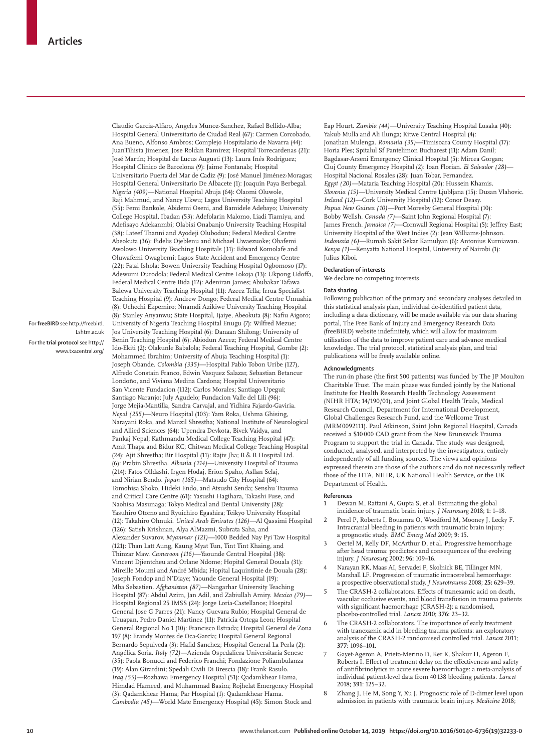Claudio Garcia-Alfaro, Angeles Munoz-Sanchez, Rafael Bellido-Alba; Hospital General Universitario de Ciudad Real (67): Carmen Corcobado, Ana Bueno, Alfonso Ambros; Complejo Hospitalario de Navarra (44): JuanTihista Jimenez, Jose Roldan Ramirez; Hospital Torrecardenas (21): José Martín; Hospital de Lucus Augusti (13): Laura Inés Rodríguez; Hospital Clinico de Barcelona (9): Jaime Fontanals; Hospital Universitario Puerta del Mar de Cadiz (9): José Manuel Jiménez-Moragas; Hospital General Universitario De Albacete (1): Joaquín Paya Berbegal. *Nigeria (409)*—National Hospital Abuja (64): Olaomi Oluwole, Raji Mahmud, and Nancy Ukwu; Lagos University Teaching Hospital (55): Femi Bankole, Abidemi Oseni, and Bamidele Adebayo; University College Hospital, Ibadan (53): Adefolarin Malomo, Liadi Tiamiyu, and Adefisayo Adekanmbi; Olabisi Onabanjo University Teaching Hospital (38): Lateef Thanni and Ayodeji Olubodun; Federal Medical Centre Abeokuta (36): Fidelis Ojeblenu and Michael Uwaezuoke; Obafemi Awolowo University Teaching Hospitals (31): Edward Komolafe and Oluwafemi Owagbemi; Lagos State Accident and Emergency Centre (22): Fatai Ishola; Bowen University Teaching Hospital Ogbomoso (17): Adewumi Durodola; Federal Medical Centre Lokoja (13): Ukpong Udoffa, Federal Medical Centre Bida (12): Adeniran James; Abubakar Tafawa Balewa University Teaching Hospital (11): Azeez Tella; Irrua Specialist Teaching Hospital (9): Andrew Dongo; Federal Medical Centre Umuahia (8): Uchechi Ekpemiro; Nnamdi Azikiwe University Teaching Hospital (8): Stanley Anyanwu; State Hospital, Ijaiye, Abeokuta (8): Nafiu Aigoro; University of Nigeria Teaching Hospital Enugu (7): Wilfred Mezue; Jos University Teaching Hospital (6): Danaan Shilong; University of Benin Teaching Hospital (6): Abiodun Azeez; Federal Medical Centre Ido-Ekiti (2): Olakunle Babalola; Federal Teaching Hospital, Gombe (2): Mohammed Ibrahim; University of Abuja Teaching Hospital (1): Joseph Obande. *Colombia (335)*—Hospital Pablo Tobon Uribe (127), Alfredo Constain Franco, Edwin Vasquez Salazar, Sebastian Betancur Londoño, and Viviana Medina Cardona; Hospital Universitario San Vicente Fundacion (112): Carlos Morales; Santiago Upegui; Santiago Naranjo; July Agudelo; Fundacion Valle del Lili (96): Jorge Mejia-Mantilla, Sandra Carvajal, and Yidhira Fajardo-Gaviria. *Nepal (255)*—Neuro Hospital (103): Yam Roka, Ushma Ghising, Narayani Roka, and Manzil Shrestha; National Institute of Neurological and Allied Sciences (64): Upendra Devkota, Bivek Vaidya, and Pankaj Nepal; Kathmandu Medical College Teaching Hospital (47): Amit Thapa and Bidur KC; Chitwan Medical College Teaching Hospital (24): Ajit Shrestha; Bir Hospital (11): Rajiv Jha; B & B Hospital Ltd. (6): Prabin Shrestha. *Albania (214)*—University Hospital of Trauma (214): Fatos Olldashi, Irgen Hodaj, Erion Spaho, Asllan Selaj, and Nirian Bendo. *Japan (165)*—Matsudo City Hospital (64): Tomohisa Shoko, Hideki Endo, and Atsushi Senda; Senshu Trauma and Critical Care Centre (61): Yasushi Hagihara, Takashi Fuse, and Naohisa Masunaga; Tokyo Medical and Dental University (28): Yasuhiro Otomo and Ryuichiro Egashira; Teikyo University Hospital (12): Takahiro Ohnuki. *United Arab Emirates (126)*—Al Qassimi Hospital (126): Satish Krishnan, Alya AlMazmi, Subrata Saha, and Alexander Suvarov. *Myanmar (121)*—1000 Bedded Nay Pyi Taw Hospital (121): Than Latt Aung, Kaung Myat Tun, Tint Tint Khaing, and Thinzar Maw. *Cameroon (116)*—Yaounde Central Hospital (38): Vincent Djientcheu and Orlane Ndome; Hopital General Douala (31): Mireille Moumi and André Mbida; Hopital Laquintinie de Douala (28): Joseph Fondop and N'Diaye; Yaounde General Hospital (19): Mba Sebastien. *Afghanistan (87)*—Nangarhar University Teaching Hospital (87): Abdul Azim, Jan Adil, and Zabiullah Amiry. *Mexico (79)*—Hospital Regional 25 IMSS (24): Jorge Loría-Castellanos; Hospital General Jose G Parres (21): Nancy Guevara Rubio; Hospital General de Uruapan, Pedro Daniel Martinez (11): Patricia Ortega Leon; Hospital General Regional No 1 (10): Francisco Estrada; Hospital General de Zona 197 (8): Erandy Montes de Oca-García; Hospital General Regional Bernardo Sepulveda (3): Hafid Sanchez; Hospital General La Perla (2): Angélica Soria. *Italy (72)*—Azienda Ospedaliera Universitaria Senese (35): Paola Bonucci and Federico Franchi; Fondazione Poliambulanza (19): Alan Girardini; Spedali Civili Di Brescia (18): Frank Rasulo. *Iraq (55)*—Rozhawa Emergency Hospital (51): Qadamkhear Hama, Himdad Hameed, and Muhammad Basim; Rojhelat Emergency Hospital (3): Qadamkhear Hama; Par Hospital (1): Qadamkhear Hama. *Cambodia (45)*—World Mate Emergency Hospital (45): Simon Stock and Eap Hourt. *Zambia (44)*—University Teaching Hospital Lusaka (40): Yakub Mulla and Ali Ilunga; Kitwe Central Hospital (4): Jonathan Mulenga. *Romania (35)*—Timisoara County Hospital (17): Horia Ples; Spitalul Sf Pantelimon Bucharest (11): Adam Danil; Bagdasar-Arseni Emergency Clinical Hospital (5): Mircea Gorgan; Cluj County Emergency Hospital (2): Ioan Florian. *El Salvador (28)*—Hospital Nacional Rosales (28): Juan Tobar, Fernandez. *Egypt (20)*—Mataria Teaching Hospital (20): Hussein Khamis. *Slovenia (15)*—University Medical Centre Ljubljana (15): Dusan Vlahovic. *Ireland (12)*—Cork University Hospital (12): Conor Deasy. *Papua New Guinea (10)*—Port Moresby General Hospital (10): Bobby Wellsh. *Canada (7)*—Saint John Regional Hospital (7): James French. *Jamaica (7)*—Cornwall Regional Hospital (5): Jeffrey East; University Hospital of the West Indies (2): Jean Williams-Johnson. *Indonesia (6)*—Rumah Sakit Sekar Kamulyan (6): Antonius Kurniawan. *Kenya (1)*—Kenyatta National Hospital, University of Nairobi (1): Julius Kiboi.

For **freeBIRD** see http://freebird.Lshtm.ac.uk

For the **trial protocol** see http://www.txacentral.org/

#### Declaration of interests

We declare no competing interests.

#### Data sharing

Following publication of the primary and secondary analyses detailed in this statistical analysis plan, individual de-identified patient data, including a data dictionary, will be made available via our data sharing portal, The Free Bank of Injury and Emergency Research Data (freeBIRD) website indefinitely, which will allow for maximum utilisation of the data to improve patient care and advance medical knowledge. The trial protocol, statistical analysis plan, and trial publications will be freely available online.

#### Acknowledgments

The run-in phase (the first 500 patients) was funded by The JP Moulton Charitable Trust. The main phase was funded jointly by the National Institute for Health Research Health Technology Assessment (NIHR HTA; 14/190/01), and Joint Global Health Trials, Medical Research Council, Department for International Development, Global Challenges Research Fund, and the Wellcome Trust (MRM0092111). Paul Atkinson, Saint John Regional Hospital, Canada received a $10 000 CAD grant from the New Brunswick Trauma Program to support the trial in Canada. The study was designed, conducted, analysed, and interpreted by the investigators, entirely independently of all funding sources. The views and opinions expressed therein are those of the authors and do not necessarily reflect those of the HTA, NIHR, UK National Health Service, or the UK Department of Health.

#### References

1. Dewan M, Rattani A, Gupta S, et al. Estimating the global incidence of traumatic brain injury. *J Neurosurg* 2018; **1:** 1–18.
2. Perel P, Roberts I, Bouamra O, Woodford M, Mooney J, Lecky F. Intracranial bleeding in patients with traumatic brain injury: a prognostic study. *BMC Emerg Med* 2009; **9:** 15.
3. Oertel M, Kelly DF, McArthur D, et al. Progressive hemorrhage after head trauma: predictors and consequences of the evolving injury. *J Neurosurg* 2002; **96:** 109–16.
4. Narayan RK, Maas AI, Servadei F, Skolnick BE, Tillinger MN, Marshall LF. Progression of traumatic intracerebral hemorrhage: a prospective observational study. *J Neurotrauma* 2008; **25:** 629–39.
5. The CRASH-2 collaborators. Effects of tranexamic acid on death, vascular occlusive events, and blood transfusion in trauma patients with significant haemorrhage (CRASH-2): a randomised, placebo-controlled trial. *Lancet* 2010; **376:** 23–32.
6. The CRASH-2 collaborators. The importance of early treatment with tranexamic acid in bleeding trauma patients: an exploratory analysis of the CRASH-2 randomised controlled trial. *Lancet* 2011; **377:** 1096–101.
7. Gayet-Ageron A, Prieto-Merino D, Ker K, Shakur H, Ageron F, Roberts I. Effect of treatment delay on the effectiveness and safety of antifibrinolytics in acute severe haemorrhage: a meta-analysis of individual patient-level data from 40 138 bleeding patients. *Lancet* 2018; **391**: 125–32.
8. Zhang J, He M, Song Y, Xu J. Prognostic role of D-dimer level upon admission in patients with traumatic brain injury. *Medicine* 2018;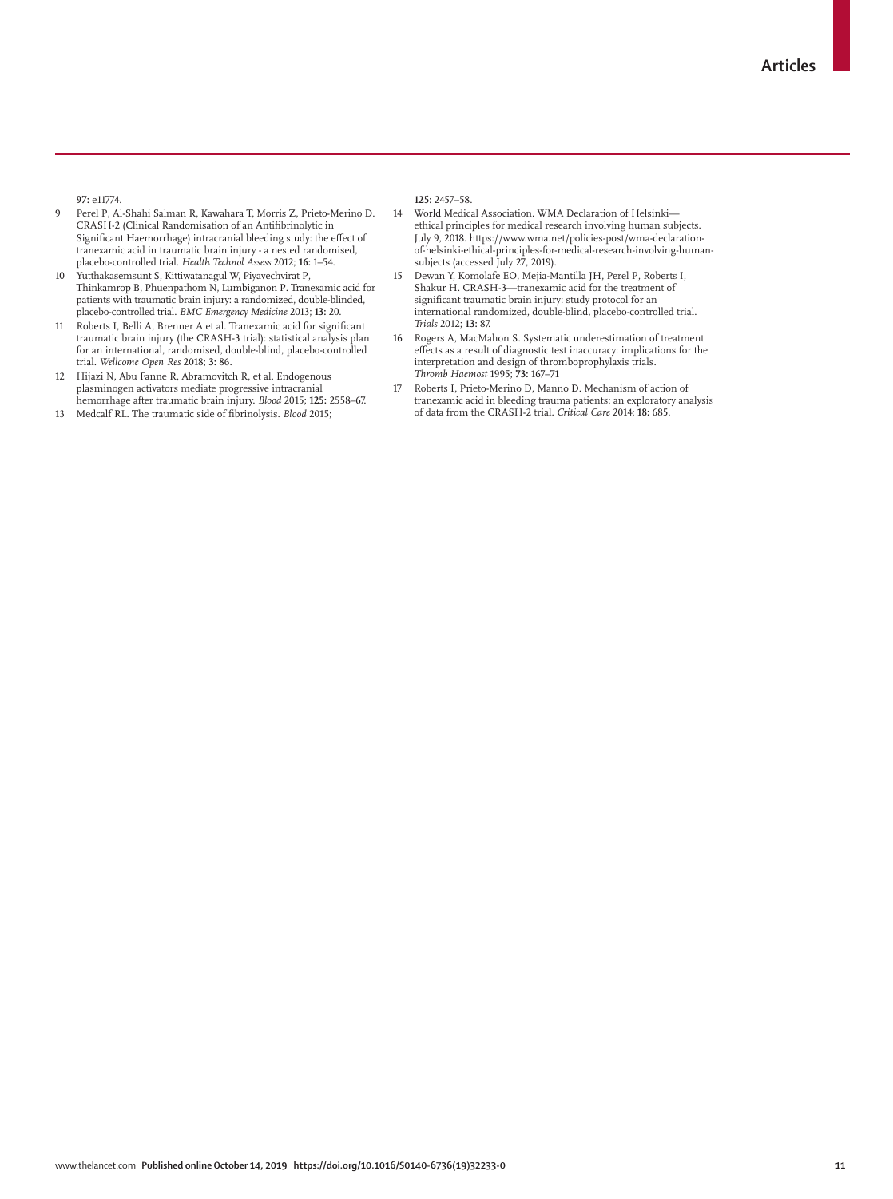97: e11774.

9 Perel P, Al-Shahi Salman R, Kawahara T, Morris Z, Prieto-Merino D. CRASH-2 (Clinical Randomisation of an Antifibrinolytic in Significant Haemorrhage) intracranial bleeding study: the effect of tranexamic acid in traumatic brain injury - a nested randomised, placebo-controlled trial. *Health Technol Assess* 2012; **16:** 1–54.

10 Yutthakasemsunt S, Kittiwatanagul W, Piyavechvirat P, Thinkamrop B, Phuenpathom N, Lumbiganon P. Tranexamic acid for patients with traumatic brain injury: a randomized, double-blinded, placebo-controlled trial. *BMC Emergency Medicine* 2013; **13:** 20.

11 Roberts I, Belli A, Brenner A et al. Tranexamic acid for significant traumatic brain injury (the CRASH-3 trial): statistical analysis plan for an international, randomised, double-blind, placebo-controlled trial. *Wellcome Open Res* 2018; **3:** 86.

12 Hijazi N, Abu Fanne R, Abramovitch R, et al. Endogenous plasminogen activators mediate progressive intracranial hemorrhage after traumatic brain injury. *Blood* 2015; **125:** 2558–67.

13 Medcalf RL. The traumatic side of fibrinolysis. *Blood* 2015; **125:** 2457–58.

14 World Medical Association. WMA Declaration of Helsinki—ethical principles for medical research involving human subjects. July 9, 2018. https://www.wma.net/policies-post/wma-declaration-of-helsinki-ethical-principles-for-medical-research-involving-human-subjects (accessed July 27, 2019).

15 Dewan Y, Komolafe EO, Mejia-Mantilla JH, Perel P, Roberts I, Shakur H. CRASH-3—tranexamic acid for the treatment of significant traumatic brain injury: study protocol for an international randomized, double-blind, placebo-controlled trial. *Trials* 2012; **13:** 87.

16 Rogers A, MacMahon S. Systematic underestimation of treatment effects as a result of diagnostic test inaccuracy: implications for the interpretation and design of thromboprophylaxis trials. *Thromb Haemost* 1995; **73:** 167–71

17 Roberts I, Prieto-Merino D, Manno D. Mechanism of action of tranexamic acid in bleeding trauma patients: an exploratory analysis of data from the CRASH-2 trial. *Critical Care* 2014; **18:** 685.